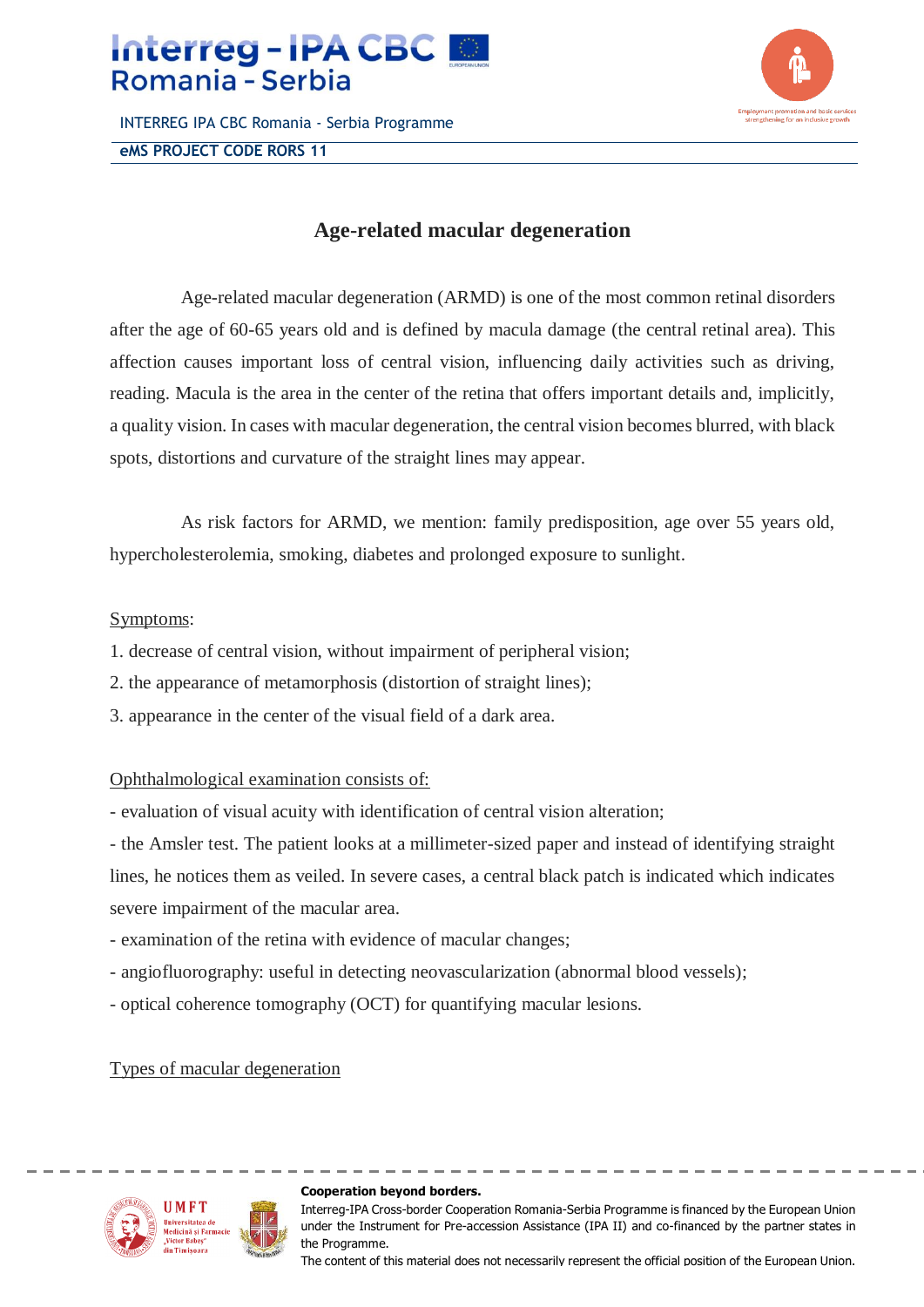# Age-related macular degeneration

Age-related macular degeneration (ARMD) is one of the most common retinal disorders after the age of 60-65 years old and is defined by macula damage (the central retinal area). This affection causes important loss of central vision, influencing daily activities such as driving, reading. Macula is the area in the center of the retina that offers important details and, implicitly, a quality vision. In cases with macular degeneration, the central vision becomes blurred, with black spots, distortions and curvature of the straight lines may appear.

As risk factors for ARMD, we mention: family predisposition, age over 55 years old, hypercholesterolemia, smoking, diabetes and prolonged exposure to sunlight.

Symptoms:

1. decrease of central vision, without impairment of peripheral vision;
2. the appearance of metamorphosis (distortion of straight lines);
3. appearance in the center of the visual field of a dark area.

Ophthalmological examination consists of:

- evaluation of visual acuity with identification of central vision alteration;
- the Amsler test. The patient looks at a millimeter-sized paper and instead of identifying straight lines, he notices them as veiled. In severe cases, a central black patch is indicated which indicates severe impairment of the macular area.
- examination of the retina with evidence of macular changes;
- angiofluorography: useful in detecting neovascularization (abnormal blood vessels);
- optical coherence tomography (OCT) for quantifying macular lesions.

Types of macular degeneration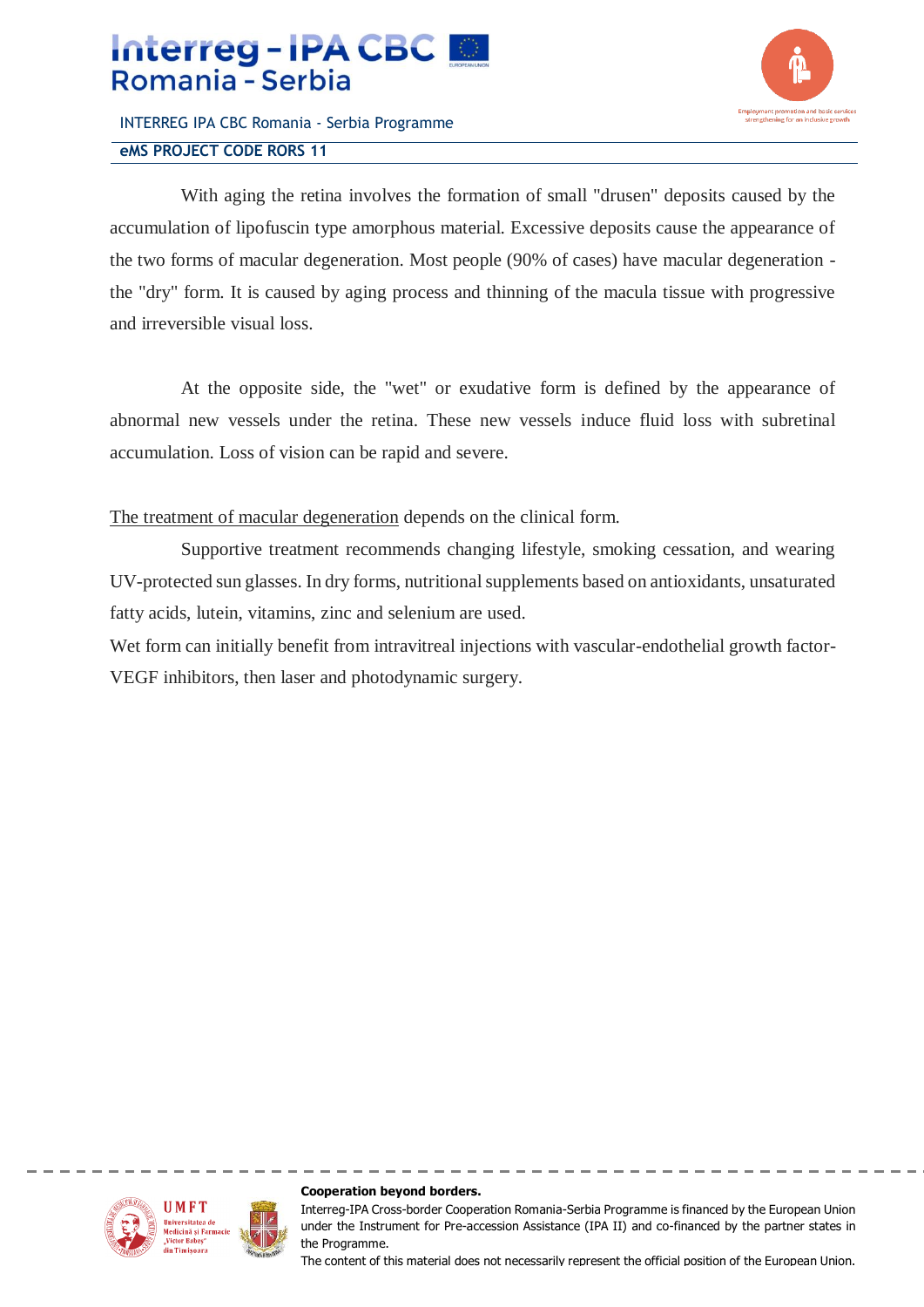With aging the retina involves the formation of small "drusen" deposits caused by the accumulation of lipofuscin type amorphous material. Excessive deposits cause the appearance of the two forms of macular degeneration. Most people (90% of cases) have macular degeneration - the "dry" form. It is caused by aging process and thinning of the macula tissue with progressive and irreversible visual loss.

At the opposite side, the "wet" or exudative form is defined by the appearance of abnormal new vessels under the retina. These new vessels induce fluid loss with subretinal accumulation. Loss of vision can be rapid and severe.

<u>The treatment of macular degeneration</u> depends on the clinical form.

Supportive treatment recommends changing lifestyle, smoking cessation, and wearing UV-protected sun glasses. In dry forms, nutritional supplements based on antioxidants, unsaturated fatty acids, lutein, vitamins, zinc and selenium are used.

Wet form can initially benefit from intravitreal injections with vascular-endothelial growth factor-VEGF inhibitors, then laser and photodynamic surgery.